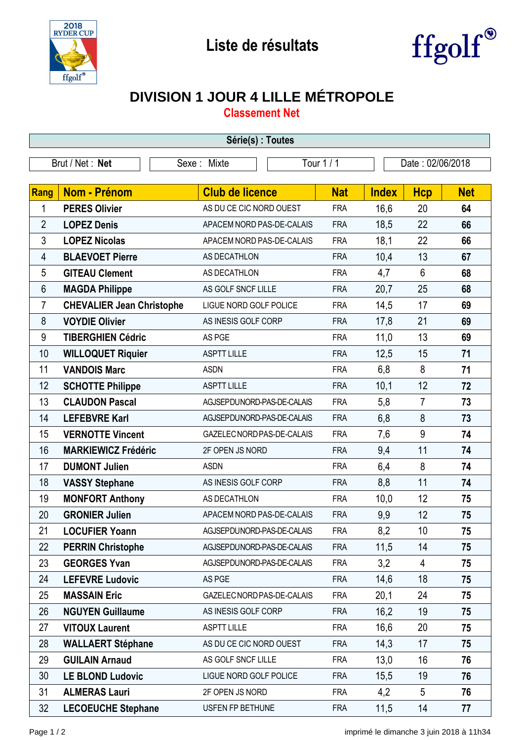# Liste de résultats

## DIVISION 1 JOUR 4 LILLE MÉTROPOLE

### Classement Net

**Série(s) : Toutes**

| Brut / Net : **Net** | Sexe : Mixte | Tour 1 / 1 | Date : 02/06/2018 |
|---|---|---|---|

| Rang | Nom - Prénom | Club de licence | Nat | Index | Hcp | Net |
|---|---|---|---|---|---|---|
| 1 | **PERES Olivier** | AS DU CE CIC NORD OUEST | FRA | 16,6 | 20 | **64** |
| 2 | **LOPEZ Denis** | APACEM NORD PAS-DE-CALAIS | FRA | 18,5 | 22 | **66** |
| 3 | **LOPEZ Nicolas** | APACEM NORD PAS-DE-CALAIS | FRA | 18,1 | 22 | **66** |
| 4 | **BLAEVOET Pierre** | AS DECATHLON | FRA | 10,4 | 13 | **67** |
| 5 | **GITEAU Clement** | AS DECATHLON | FRA | 4,7 | 6 | **68** |
| 6 | **MAGDA Philippe** | AS GOLF SNCF LILLE | FRA | 20,7 | 25 | **68** |
| 7 | **CHEVALIER Jean Christophe** | LIGUE NORD GOLF POLICE | FRA | 14,5 | 17 | **69** |
| 8 | **VOYDIE Olivier** | AS INESIS GOLF CORP | FRA | 17,8 | 21 | **69** |
| 9 | **TIBERGHIEN Cédric** | AS PGE | FRA | 11,0 | 13 | **69** |
| 10 | **WILLOQUET Riquier** | ASPTT LILLE | FRA | 12,5 | 15 | **71** |
| 11 | **VANDOIS Marc** | ASDN | FRA | 6,8 | 8 | **71** |
| 12 | **SCHOTTE Philippe** | ASPTT LILLE | FRA | 10,1 | 12 | **72** |
| 13 | **CLAUDON Pascal** | AGJSEPDUNORD-PAS-DE-CALAIS | FRA | 5,8 | 7 | **73** |
| 14 | **LEFEBVRE Karl** | AGJSEPDUNORD-PAS-DE-CALAIS | FRA | 6,8 | 8 | **73** |
| 15 | **VERNOTTE Vincent** | GAZELEC NORD PAS-DE-CALAIS | FRA | 7,6 | 9 | **74** |
| 16 | **MARKIEWICZ Frédéric** | 2F OPEN JS NORD | FRA | 9,4 | 11 | **74** |
| 17 | **DUMONT Julien** | ASDN | FRA | 6,4 | 8 | **74** |
| 18 | **VASSY Stephane** | AS INESIS GOLF CORP | FRA | 8,8 | 11 | **74** |
| 19 | **MONFORT Anthony** | AS DECATHLON | FRA | 10,0 | 12 | **75** |
| 20 | **GRONIER Julien** | APACEM NORD PAS-DE-CALAIS | FRA | 9,9 | 12 | **75** |
| 21 | **LOCUFIER Yoann** | AGJSEPDUNORD-PAS-DE-CALAIS | FRA | 8,2 | 10 | **75** |
| 22 | **PERRIN Christophe** | AGJSEPDUNORD-PAS-DE-CALAIS | FRA | 11,5 | 14 | **75** |
| 23 | **GEORGES Yvan** | AGJSEPDUNORD-PAS-DE-CALAIS | FRA | 3,2 | 4 | **75** |
| 24 | **LEFEVRE Ludovic** | AS PGE | FRA | 14,6 | 18 | **75** |
| 25 | **MASSAIN Eric** | GAZELEC NORD PAS-DE-CALAIS | FRA | 20,1 | 24 | **75** |
| 26 | **NGUYEN Guillaume** | AS INESIS GOLF CORP | FRA | 16,2 | 19 | **75** |
| 27 | **VITOUX Laurent** | ASPTT LILLE | FRA | 16,6 | 20 | **75** |
| 28 | **WALLAERT Stéphane** | AS DU CE CIC NORD OUEST | FRA | 14,3 | 17 | **75** |
| 29 | **GUILAIN Arnaud** | AS GOLF SNCF LILLE | FRA | 13,0 | 16 | **76** |
| 30 | **LE BLOND Ludovic** | LIGUE NORD GOLF POLICE | FRA | 15,5 | 19 | **76** |
| 31 | **ALMERAS Lauri** | 2F OPEN JS NORD | FRA | 4,2 | 5 | **76** |
| 32 | **LECOEUCHE Stephane** | USFEN FP BETHUNE | FRA | 11,5 | 14 | **77** |

imprimé le dimanche 3 juin 2018 à 11h34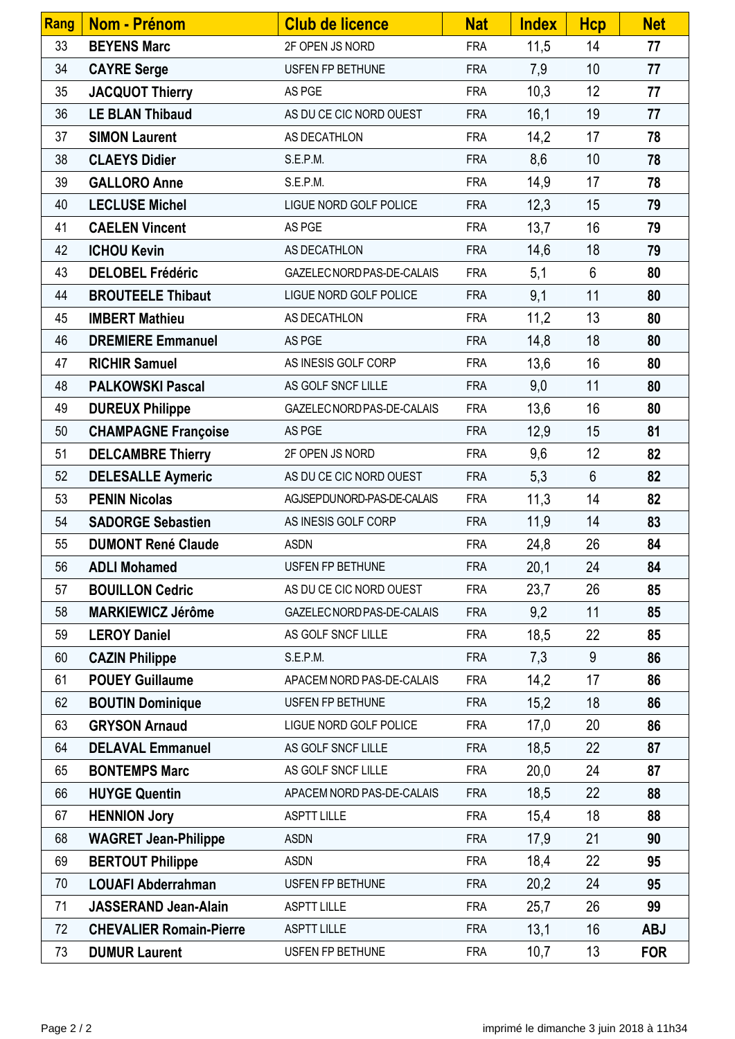| Rang | Nom - Prénom | Club de licence | Nat | Index | Hcp | Net |
|---|---|---|---|---|---|---|
| 33 | **BEYENS Marc** | 2F OPEN JS NORD | FRA | 11,5 | 14 | **77** |
| 34 | **CAYRE Serge** | USFEN FP BETHUNE | FRA | 7,9 | 10 | **77** |
| 35 | **JACQUOT Thierry** | AS PGE | FRA | 10,3 | 12 | **77** |
| 36 | **LE BLAN Thibaud** | AS DU CE CIC NORD OUEST | FRA | 16,1 | 19 | **77** |
| 37 | **SIMON Laurent** | AS DECATHLON | FRA | 14,2 | 17 | **78** |
| 38 | **CLAEYS Didier** | S.E.P.M. | FRA | 8,6 | 10 | **78** |
| 39 | **GALLORO Anne** | S.E.P.M. | FRA | 14,9 | 17 | **78** |
| 40 | **LECLUSE Michel** | LIGUE NORD GOLF POLICE | FRA | 12,3 | 15 | **79** |
| 41 | **CAELEN Vincent** | AS PGE | FRA | 13,7 | 16 | **79** |
| 42 | **ICHOU Kevin** | AS DECATHLON | FRA | 14,6 | 18 | **79** |
| 43 | **DELOBEL Frédéric** | GAZELEC NORD PAS-DE-CALAIS | FRA | 5,1 | 6 | **80** |
| 44 | **BROUTEELE Thibaut** | LIGUE NORD GOLF POLICE | FRA | 9,1 | 11 | **80** |
| 45 | **IMBERT Mathieu** | AS DECATHLON | FRA | 11,2 | 13 | **80** |
| 46 | **DREMIERE Emmanuel** | AS PGE | FRA | 14,8 | 18 | **80** |
| 47 | **RICHIR Samuel** | AS INESIS GOLF CORP | FRA | 13,6 | 16 | **80** |
| 48 | **PALKOWSKI Pascal** | AS GOLF SNCF LILLE | FRA | 9,0 | 11 | **80** |
| 49 | **DUREUX Philippe** | GAZELEC NORD PAS-DE-CALAIS | FRA | 13,6 | 16 | **80** |
| 50 | **CHAMPAGNE Françoise** | AS PGE | FRA | 12,9 | 15 | **81** |
| 51 | **DELCAMBRE Thierry** | 2F OPEN JS NORD | FRA | 9,6 | 12 | **82** |
| 52 | **DELESALLE Aymeric** | AS DU CE CIC NORD OUEST | FRA | 5,3 | 6 | **82** |
| 53 | **PENIN Nicolas** | AGJSEPDUNORD-PAS-DE-CALAIS | FRA | 11,3 | 14 | **82** |
| 54 | **SADORGE Sebastien** | AS INESIS GOLF CORP | FRA | 11,9 | 14 | **83** |
| 55 | **DUMONT René Claude** | ASDN | FRA | 24,8 | 26 | **84** |
| 56 | **ADLI Mohamed** | USFEN FP BETHUNE | FRA | 20,1 | 24 | **84** |
| 57 | **BOUILLON Cedric** | AS DU CE CIC NORD OUEST | FRA | 23,7 | 26 | **85** |
| 58 | **MARKIEWICZ Jérôme** | GAZELEC NORD PAS-DE-CALAIS | FRA | 9,2 | 11 | **85** |
| 59 | **LEROY Daniel** | AS GOLF SNCF LILLE | FRA | 18,5 | 22 | **85** |
| 60 | **CAZIN Philippe** | S.E.P.M. | FRA | 7,3 | 9 | **86** |
| 61 | **POUEY Guillaume** | APACEM NORD PAS-DE-CALAIS | FRA | 14,2 | 17 | **86** |
| 62 | **BOUTIN Dominique** | USFEN FP BETHUNE | FRA | 15,2 | 18 | **86** |
| 63 | **GRYSON Arnaud** | LIGUE NORD GOLF POLICE | FRA | 17,0 | 20 | **86** |
| 64 | **DELAVAL Emmanuel** | AS GOLF SNCF LILLE | FRA | 18,5 | 22 | **87** |
| 65 | **BONTEMPS Marc** | AS GOLF SNCF LILLE | FRA | 20,0 | 24 | **87** |
| 66 | **HUYGE Quentin** | APACEM NORD PAS-DE-CALAIS | FRA | 18,5 | 22 | **88** |
| 67 | **HENNION Jory** | ASPTT LILLE | FRA | 15,4 | 18 | **88** |
| 68 | **WAGRET Jean-Philippe** | ASDN | FRA | 17,9 | 21 | **90** |
| 69 | **BERTOUT Philippe** | ASDN | FRA | 18,4 | 22 | **95** |
| 70 | **LOUAFI Abderrahman** | USFEN FP BETHUNE | FRA | 20,2 | 24 | **95** |
| 71 | **JASSERAND Jean-Alain** | ASPTT LILLE | FRA | 25,7 | 26 | **99** |
| 72 | **CHEVALIER Romain-Pierre** | ASPTT LILLE | FRA | 13,1 | 16 | **ABJ** |
| 73 | **DUMUR Laurent** | USFEN FP BETHUNE | FRA | 10,7 | 13 | **FOR** |

imprimé le dimanche 3 juin 2018 à 11h34